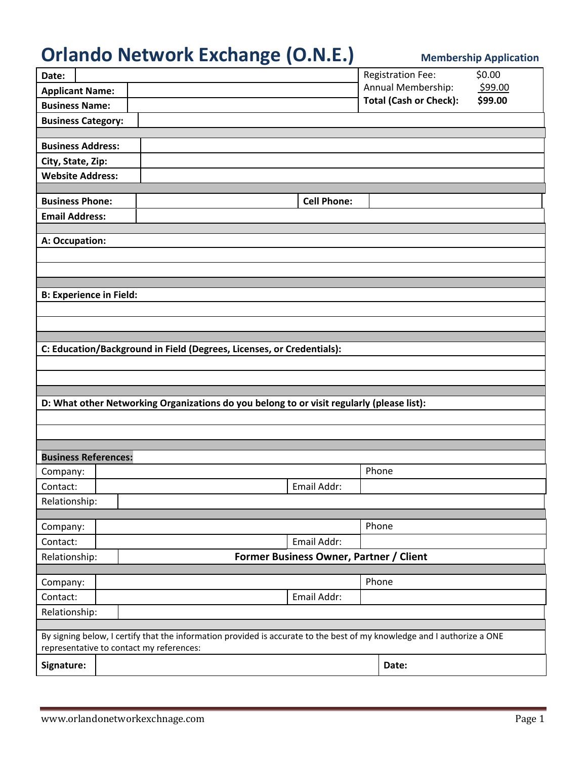# Orlando Network Exchange (O.N.E.)

**Membership Application**

| | | | |
|---|---|---|---|
| **Date:** | | Registration Fee: | $0.00 |
| **Applicant Name:** | | Annual Membership: | $99.00 |
| **Business Name:** | | **Total (Cash or Check):** | **$99.00** |
| **Business Category:** | | | |

| | | | |
|---|---|---|---|
| **Business Address:** | | | |
| **City, State, Zip:** | | | |
| **Website Address:** | | | |
| **Business Phone:** | | **Cell Phone:** | |
| **Email Address:** | | | |

**A: Occupation:**

**B: Experience in Field:**

**C: Education/Background in Field (Degrees, Licenses, or Credentials):**

**D: What other Networking Organizations do you belong to or visit regularly (please list):**

**Business References:**

| | | | |
|---|---|---|---|
| Company: | | Phone | |
| Contact: | | Email Addr: | |
| Relationship: | | | |
| Company: | | Phone | |
| Contact: | | Email Addr: | |
| Relationship: | **Former Business Owner, Partner / Client** | | |
| Company: | | Phone | |
| Contact: | | Email Addr: | |
| Relationship: | | | |

By signing below, I certify that the information provided is accurate to the best of my knowledge and I authorize a ONE representative to contact my references:

| | | | |
|---|---|---|---|
| **Signature:** | | **Date:** | |

www.orlandonetworkexchnage.com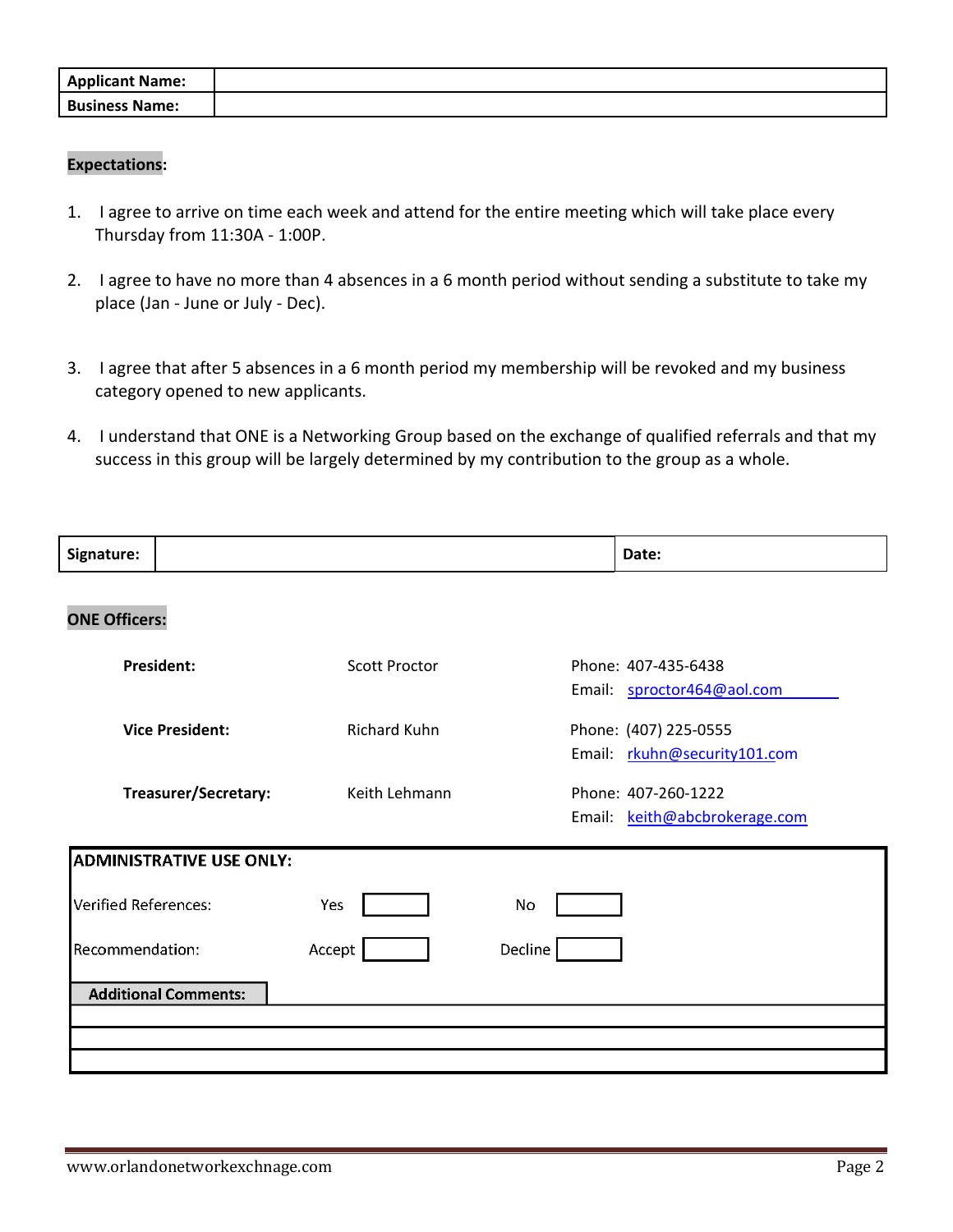| | |
|---|---|
| **Applicant Name:** | |
| **Business Name:** | |

**Expectations:**

1. I agree to arrive on time each week and attend for the entire meeting which will take place every Thursday from 11:30A - 1:00P.

2. I agree to have no more than 4 absences in a 6 month period without sending a substitute to take my place (Jan - June or July - Dec).

3. I agree that after 5 absences in a 6 month period my membership will be revoked and my business category opened to new applicants.

4. I understand that ONE is a Networking Group based on the exchange of qualified referrals and that my success in this group will be largely determined by my contribution to the group as a whole.

| | | |
|---|---|---|
| **Signature:** | | **Date:** |

**ONE Officers:**

| | | |
|---|---|---|
| **President:** | Scott Proctor | Phone: 407-435-6438<br>Email: sproctor464@aol.com |
| **Vice President:** | Richard Kuhn | Phone: (407) 225-0555<br>Email: rkuhn@security101.com |
| **Treasurer/Secretary:** | Keith Lehmann | Phone: 407-260-1222<br>Email: keith@abcbrokerage.com |

**ADMINISTRATIVE USE ONLY:**

| | | | | |
|---|---|---|---|---|
| Verified References: | Yes | | No | |
| Recommendation: | Accept | | Decline | |

**Additional Comments:**